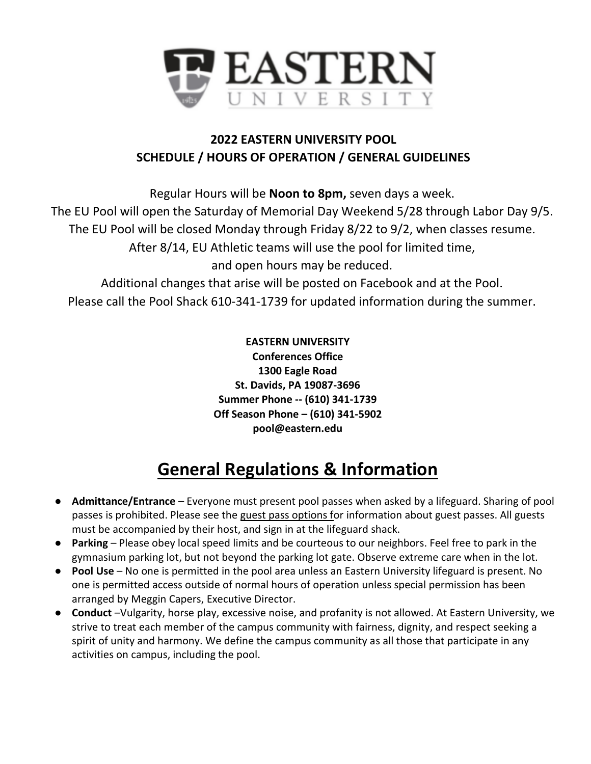# EASTERN UNIVERSITY

**2022 EASTERN UNIVERSITY POOL**
**SCHEDULE / HOURS OF OPERATION / GENERAL GUIDELINES**

Regular Hours will be **Noon to 8pm,** seven days a week.
The EU Pool will open the Saturday of Memorial Day Weekend 5/28 through Labor Day 9/5.
The EU Pool will be closed Monday through Friday 8/22 to 9/2, when classes resume.
After 8/14, EU Athletic teams will use the pool for limited time,
and open hours may be reduced.
Additional changes that arise will be posted on Facebook and at the Pool.
Please call the Pool Shack 610-341-1739 for updated information during the summer.

**EASTERN UNIVERSITY**
**Conferences Office**
**1300 Eagle Road**
**St. Davids, PA 19087-3696**
**Summer Phone -- (610) 341-1739**
**Off Season Phone – (610) 341-5902**
**pool@eastern.edu**

## General Regulations & Information

- **Admittance/Entrance** – Everyone must present pool passes when asked by a lifeguard. Sharing of pool passes is prohibited. Please see the guest pass options for information about guest passes. All guests must be accompanied by their host, and sign in at the lifeguard shack.
- **Parking** – Please obey local speed limits and be courteous to our neighbors. Feel free to park in the gymnasium parking lot, but not beyond the parking lot gate. Observe extreme care when in the lot.
- **Pool Use** – No one is permitted in the pool area unless an Eastern University lifeguard is present. No one is permitted access outside of normal hours of operation unless special permission has been arranged by Meggin Capers, Executive Director.
- **Conduct** –Vulgarity, horse play, excessive noise, and profanity is not allowed. At Eastern University, we strive to treat each member of the campus community with fairness, dignity, and respect seeking a spirit of unity and harmony. We define the campus community as all those that participate in any activities on campus, including the pool.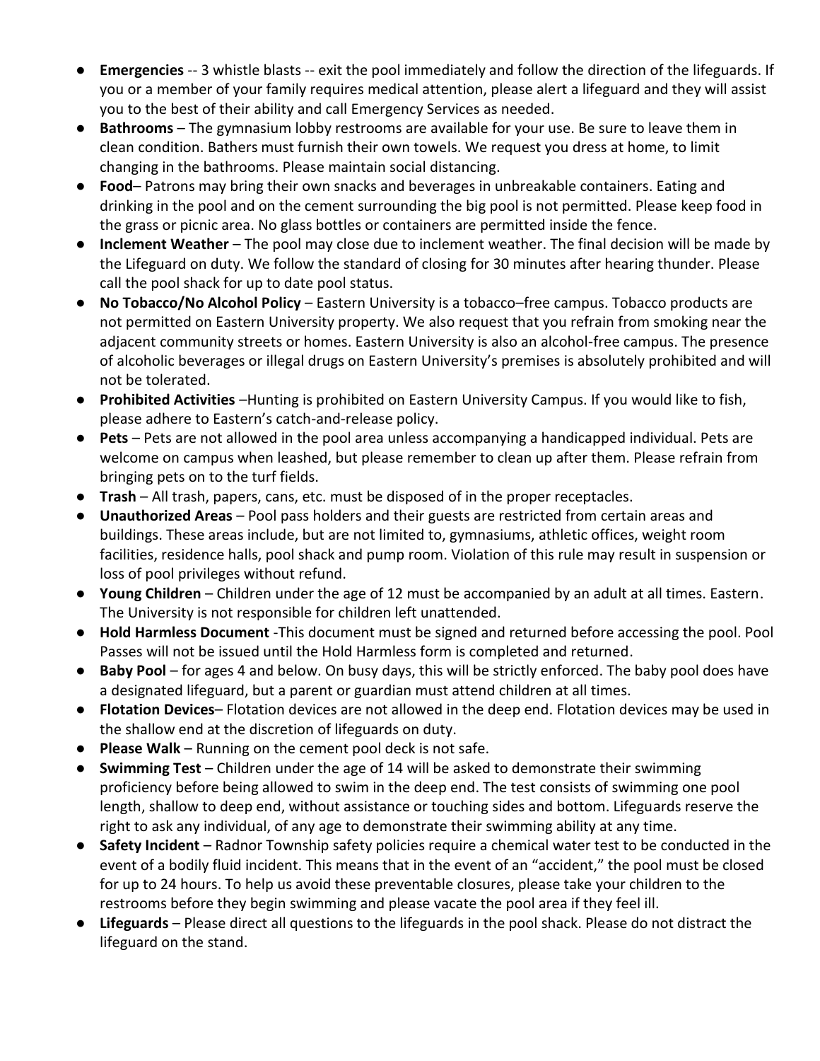- **Emergencies** -- 3 whistle blasts -- exit the pool immediately and follow the direction of the lifeguards. If you or a member of your family requires medical attention, please alert a lifeguard and they will assist you to the best of their ability and call Emergency Services as needed.
- **Bathrooms** – The gymnasium lobby restrooms are available for your use. Be sure to leave them in clean condition. Bathers must furnish their own towels. We request you dress at home, to limit changing in the bathrooms. Please maintain social distancing.
- **Food**– Patrons may bring their own snacks and beverages in unbreakable containers. Eating and drinking in the pool and on the cement surrounding the big pool is not permitted. Please keep food in the grass or picnic area. No glass bottles or containers are permitted inside the fence.
- **Inclement Weather** – The pool may close due to inclement weather. The final decision will be made by the Lifeguard on duty. We follow the standard of closing for 30 minutes after hearing thunder. Please call the pool shack for up to date pool status.
- **No Tobacco/No Alcohol Policy** – Eastern University is a tobacco–free campus. Tobacco products are not permitted on Eastern University property. We also request that you refrain from smoking near the adjacent community streets or homes. Eastern University is also an alcohol-free campus. The presence of alcoholic beverages or illegal drugs on Eastern University's premises is absolutely prohibited and will not be tolerated.
- **Prohibited Activities** –Hunting is prohibited on Eastern University Campus. If you would like to fish, please adhere to Eastern's catch-and-release policy.
- **Pets** – Pets are not allowed in the pool area unless accompanying a handicapped individual. Pets are welcome on campus when leashed, but please remember to clean up after them. Please refrain from bringing pets on to the turf fields.
- **Trash** – All trash, papers, cans, etc. must be disposed of in the proper receptacles.
- **Unauthorized Areas** – Pool pass holders and their guests are restricted from certain areas and buildings. These areas include, but are not limited to, gymnasiums, athletic offices, weight room facilities, residence halls, pool shack and pump room. Violation of this rule may result in suspension or loss of pool privileges without refund.
- **Young Children** – Children under the age of 12 must be accompanied by an adult at all times. Eastern. The University is not responsible for children left unattended.
- **Hold Harmless Document** -This document must be signed and returned before accessing the pool. Pool Passes will not be issued until the Hold Harmless form is completed and returned.
- **Baby Pool** – for ages 4 and below. On busy days, this will be strictly enforced. The baby pool does have a designated lifeguard, but a parent or guardian must attend children at all times.
- **Flotation Devices**– Flotation devices are not allowed in the deep end. Flotation devices may be used in the shallow end at the discretion of lifeguards on duty.
- **Please Walk** – Running on the cement pool deck is not safe.
- **Swimming Test** – Children under the age of 14 will be asked to demonstrate their swimming proficiency before being allowed to swim in the deep end. The test consists of swimming one pool length, shallow to deep end, without assistance or touching sides and bottom. Lifeguards reserve the right to ask any individual, of any age to demonstrate their swimming ability at any time.
- **Safety Incident** – Radnor Township safety policies require a chemical water test to be conducted in the event of a bodily fluid incident. This means that in the event of an "accident," the pool must be closed for up to 24 hours. To help us avoid these preventable closures, please take your children to the restrooms before they begin swimming and please vacate the pool area if they feel ill.
- **Lifeguards** – Please direct all questions to the lifeguards in the pool shack. Please do not distract the lifeguard on the stand.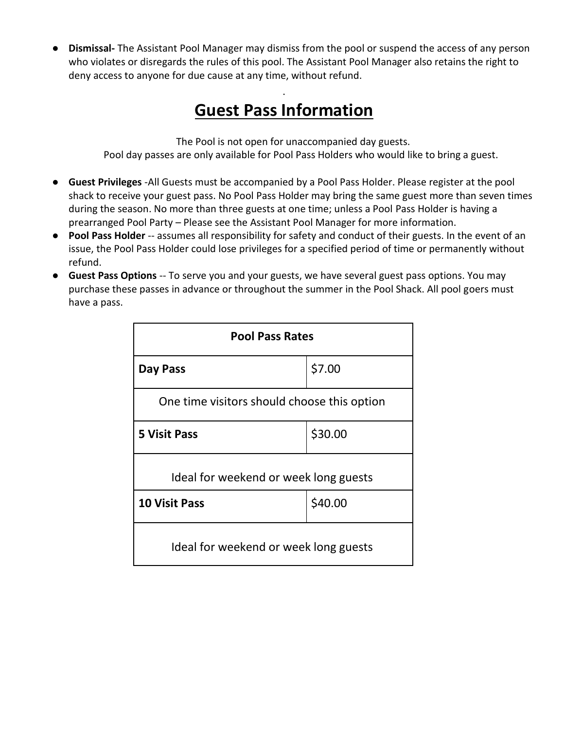- **Dismissal-** The Assistant Pool Manager may dismiss from the pool or suspend the access of any person who violates or disregards the rules of this pool. The Assistant Pool Manager also retains the right to deny access to anyone for due cause at any time, without refund.

# Guest Pass Information

The Pool is not open for unaccompanied day guests.
Pool day passes are only available for Pool Pass Holders who would like to bring a guest.

- **Guest Privileges** -All Guests must be accompanied by a Pool Pass Holder. Please register at the pool shack to receive your guest pass. No Pool Pass Holder may bring the same guest more than seven times during the season. No more than three guests at one time; unless a Pool Pass Holder is having a prearranged Pool Party – Please see the Assistant Pool Manager for more information.
- **Pool Pass Holder** -- assumes all responsibility for safety and conduct of their guests. In the event of an issue, the Pool Pass Holder could lose privileges for a specified period of time or permanently without refund.
- **Guest Pass Options** -- To serve you and your guests, we have several guest pass options. You may purchase these passes in advance or throughout the summer in the Pool Shack. All pool goers must have a pass.

| Pool Pass Rates | |
|---|---|
| **Day Pass** | $7.00 |
| One time visitors should choose this option | |
| **5 Visit Pass** | $30.00 |
| Ideal for weekend or week long guests | |
| **10 Visit Pass** | $40.00 |
| Ideal for weekend or week long guests | |